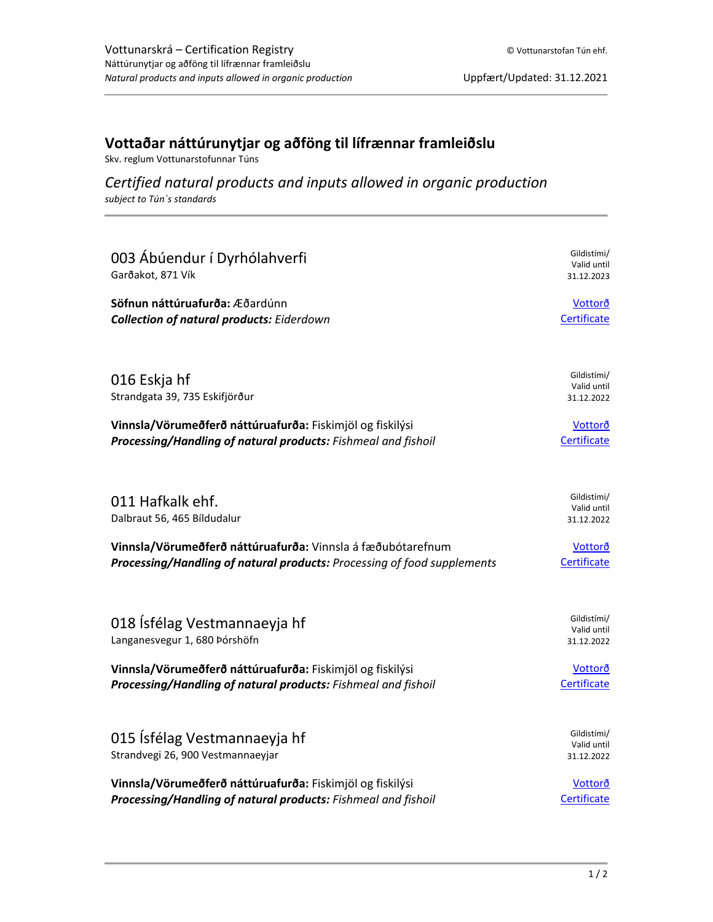# Vottaðar náttúrunytjar og aðföng til lífrænnar framleiðslu

Skv. reglum Vottunarstofunnar Túns

## *Certified natural products and inputs allowed in organic production*

*subject to Tún´s standards*

---

### 003 Ábúendur í Dyrhólahverfi

Garðakot, 871 Vík

Gildistími/ Valid until 31.12.2023

**Söfnun náttúruafurða:** Æðardúnn
***Collection of natural products:*** *Eiderdown*

Vottorð
Certificate

---

### 016 Eskja hf

Strandgata 39, 735 Eskifjörður

Gildistími/ Valid until 31.12.2022

**Vinnsla/Vörumeðferð náttúruafurða:** Fiskimjöl og fiskilýsi
***Processing/Handling of natural products:*** *Fishmeal and fishoil*

Vottorð
Certificate

---

### 011 Hafkalk ehf.

Dalbraut 56, 465 Bíldudalur

Gildistími/ Valid until 31.12.2022

**Vinnsla/Vörumeðferð náttúruafurða:** Vinnsla á fæðubótarefnum
***Processing/Handling of natural products:*** *Processing of food supplements*

Vottorð
Certificate

---

### 018 Ísfélag Vestmannaeyja hf

Langanesvegur 1, 680 Þórshöfn

Gildistími/ Valid until 31.12.2022

**Vinnsla/Vörumeðferð náttúruafurða:** Fiskimjöl og fiskilýsi
***Processing/Handling of natural products:*** *Fishmeal and fishoil*

Vottorð
Certificate

---

### 015 Ísfélag Vestmannaeyja hf

Strandvegi 26, 900 Vestmannaeyjar

Gildistími/ Valid until 31.12.2022

**Vinnsla/Vörumeðferð náttúruafurða:** Fiskimjöl og fiskilýsi
***Processing/Handling of natural products:*** *Fishmeal and fishoil*

Vottorð
Certificate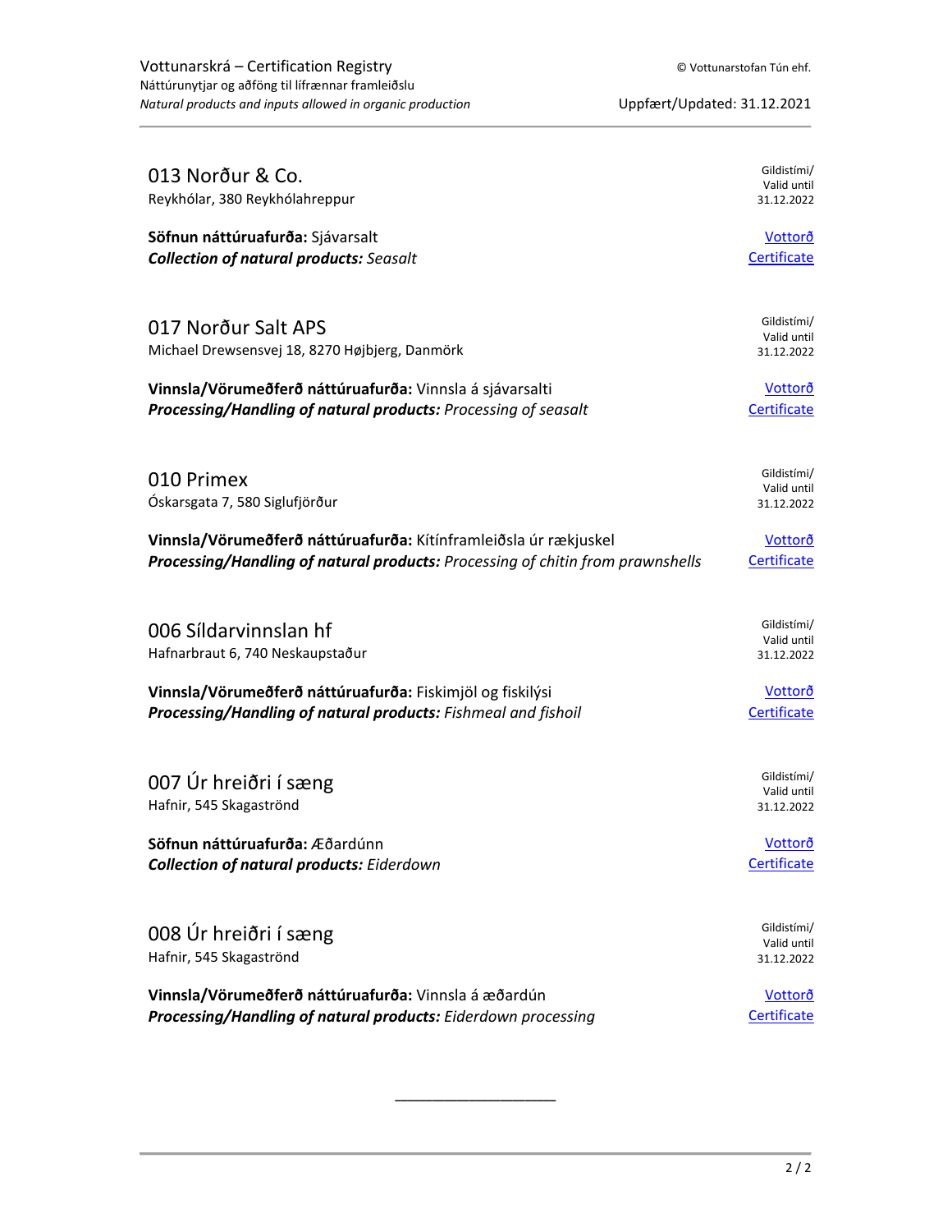## 013 Norður & Co.

Reykhólar, 380 Reykhólahreppur

Gildistími/
Valid until
31.12.2022

**Söfnun náttúruafurða:** Sjávarsalt
***Collection of natural products:*** *Seasalt*

Vottorð
Certificate

## 017 Norður Salt APS

Michael Drewsensvej 18, 8270 Højbjerg, Danmörk

Gildistími/
Valid until
31.12.2022

**Vinnsla/Vörumeðferð náttúruafurða:** Vinnsla á sjávarsalti
***Processing/Handling of natural products:*** *Processing of seasalt*

Vottorð
Certificate

## 010 Primex

Óskarsgata 7, 580 Siglufjörður

Gildistími/
Valid until
31.12.2022

**Vinnsla/Vörumeðferð náttúruafurða:** Kítínframleiðsla úr rækjuskel
***Processing/Handling of natural products:*** *Processing of chitin from prawnshells*

Vottorð
Certificate

## 006 Síldarvinnslan hf

Hafnarbraut 6, 740 Neskaupstaður

Gildistími/
Valid until
31.12.2022

**Vinnsla/Vörumeðferð náttúruafurða:** Fiskimjöl og fiskilýsi
***Processing/Handling of natural products:*** *Fishmeal and fishoil*

Vottorð
Certificate

## 007 Úr hreiðri í sæng

Hafnir, 545 Skagaströnd

Gildistími/
Valid until
31.12.2022

**Söfnun náttúruafurða:** Æðardúnn
***Collection of natural products:*** *Eiderdown*

Vottorð
Certificate

## 008 Úr hreiðri í sæng

Hafnir, 545 Skagaströnd

Gildistími/
Valid until
31.12.2022

**Vinnsla/Vörumeðferð náttúruafurða:** Vinnsla á æðardún
***Processing/Handling of natural products:*** *Eiderdown processing*

Vottorð
Certificate

\_\_\_\_\_\_\_\_\_\_\_\_\_\_\_\_\_\_\_\_